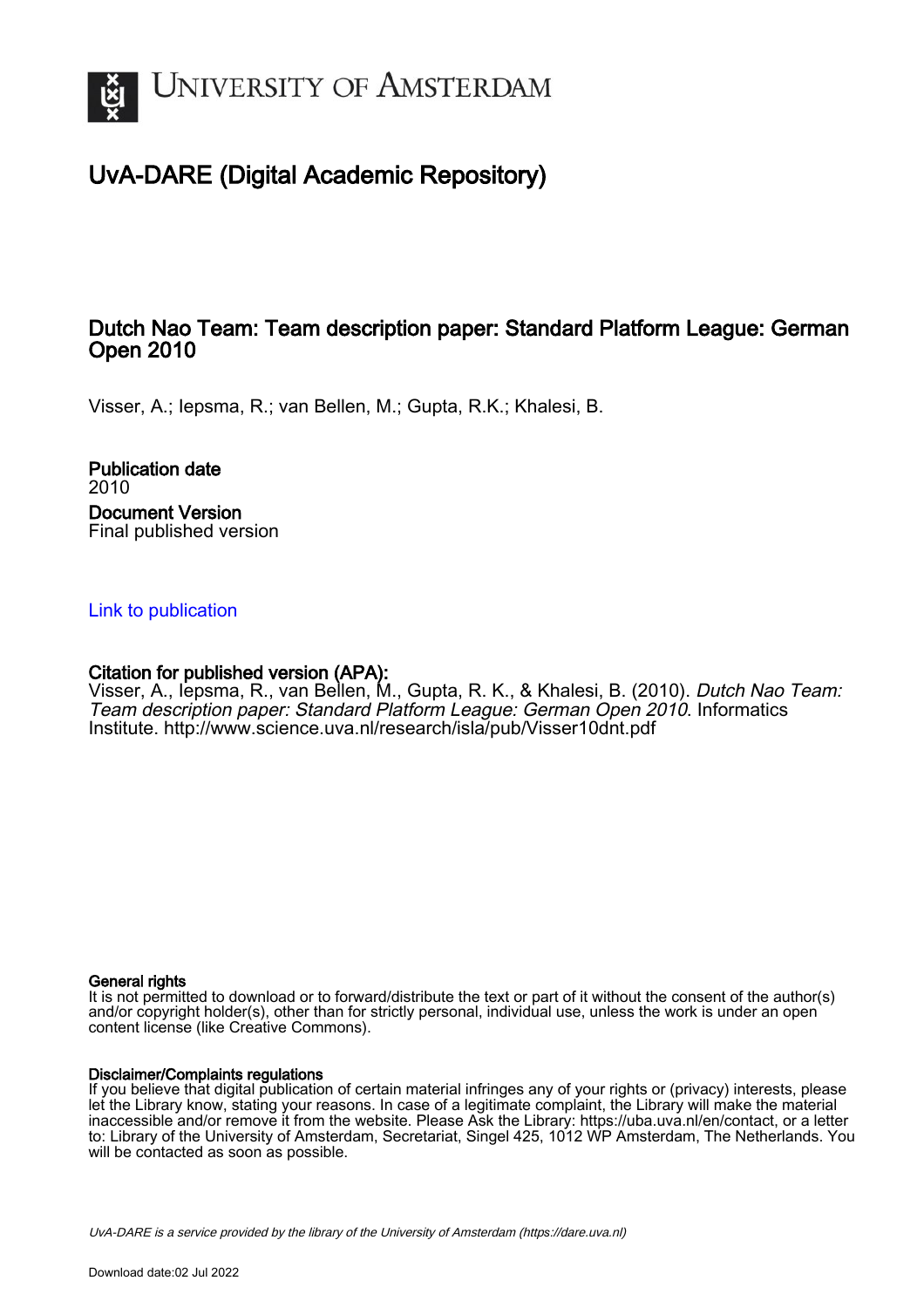University of Amsterdam

# UvA-DARE (Digital Academic Repository)

## Dutch Nao Team: Team description paper: Standard Platform League: German Open 2010

Visser, A.; Iepsma, R.; van Bellen, M.; Gupta, R.K.; Khalesi, B.

**Publication date**
2010

**Document Version**
Final published version

[Link to publication]

**Citation for published version (APA):**
Visser, A., Iepsma, R., van Bellen, M., Gupta, R. K., & Khalesi, B. (2010). *Dutch Nao Team: Team description paper: Standard Platform League: German Open 2010*. Informatics Institute. http://www.science.uva.nl/research/isla/pub/Visser10dnt.pdf

**General rights**
It is not permitted to download or to forward/distribute the text or part of it without the consent of the author(s) and/or copyright holder(s), other than for strictly personal, individual use, unless the work is under an open content license (like Creative Commons).

**Disclaimer/Complaints regulations**
If you believe that digital publication of certain material infringes any of your rights or (privacy) interests, please let the Library know, stating your reasons. In case of a legitimate complaint, the Library will make the material inaccessible and/or remove it from the website. Please Ask the Library: https://uba.uva.nl/en/contact, or a letter to: Library of the University of Amsterdam, Secretariat, Singel 425, 1012 WP Amsterdam, The Netherlands. You will be contacted as soon as possible.

*UvA-DARE is a service provided by the library of the University of Amsterdam (https://dare.uva.nl)*

Download date:02 Jul 2022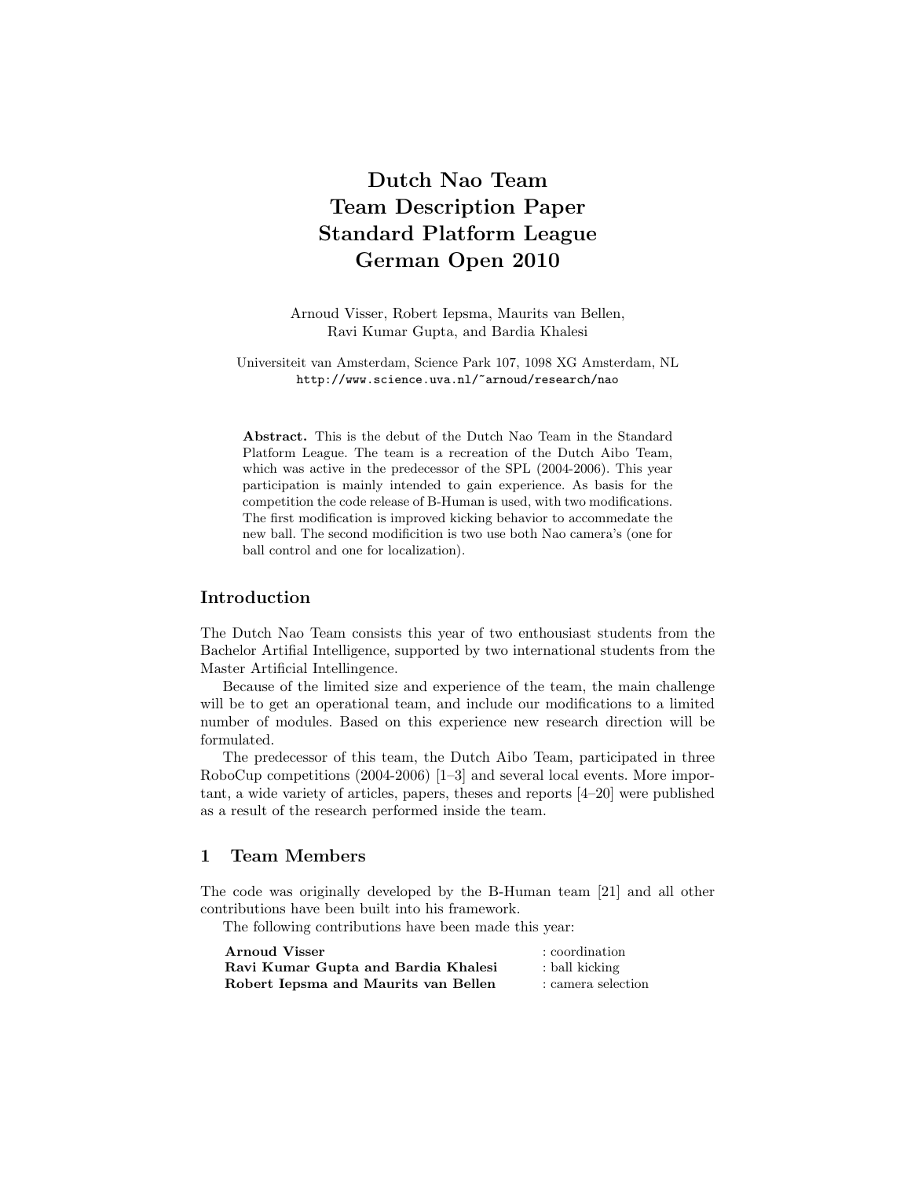# Dutch Nao Team
# Team Description Paper
# Standard Platform League
# German Open 2010

Arnoud Visser, Robert Iepsma, Maurits van Bellen,
Ravi Kumar Gupta, and Bardia Khalesi

Universiteit van Amsterdam, Science Park 107, 1098 XG Amsterdam, NL
`http://www.science.uva.nl/~arnoud/research/nao`

**Abstract.** This is the debut of the Dutch Nao Team in the Standard Platform League. The team is a recreation of the Dutch Aibo Team, which was active in the predecessor of the SPL (2004-2006). This year participation is mainly intended to gain experience. As basis for the competition the code release of B-Human is used, with two modifications. The first modification is improved kicking behavior to accommedate the new ball. The second modificition is two use both Nao camera's (one for ball control and one for localization).

## Introduction

The Dutch Nao Team consists this year of two enthousiast students from the Bachelor Artifial Intelligence, supported by two international students from the Master Artificial Intellingence.

Because of the limited size and experience of the team, the main challenge will be to get an operational team, and include our modifications to a limited number of modules. Based on this experience new research direction will be formulated.

The predecessor of this team, the Dutch Aibo Team, participated in three RoboCup competitions (2004-2006) [1–3] and several local events. More important, a wide variety of articles, papers, theses and reports [4–20] were published as a result of the research performed inside the team.

## 1 Team Members

The code was originally developed by the B-Human team [21] and all other contributions have been built into his framework.

The following contributions have been made this year:

| | |
|---|---|
| **Arnoud Visser** | : coordination |
| **Ravi Kumar Gupta and Bardia Khalesi** | : ball kicking |
| **Robert Iepsma and Maurits van Bellen** | : camera selection |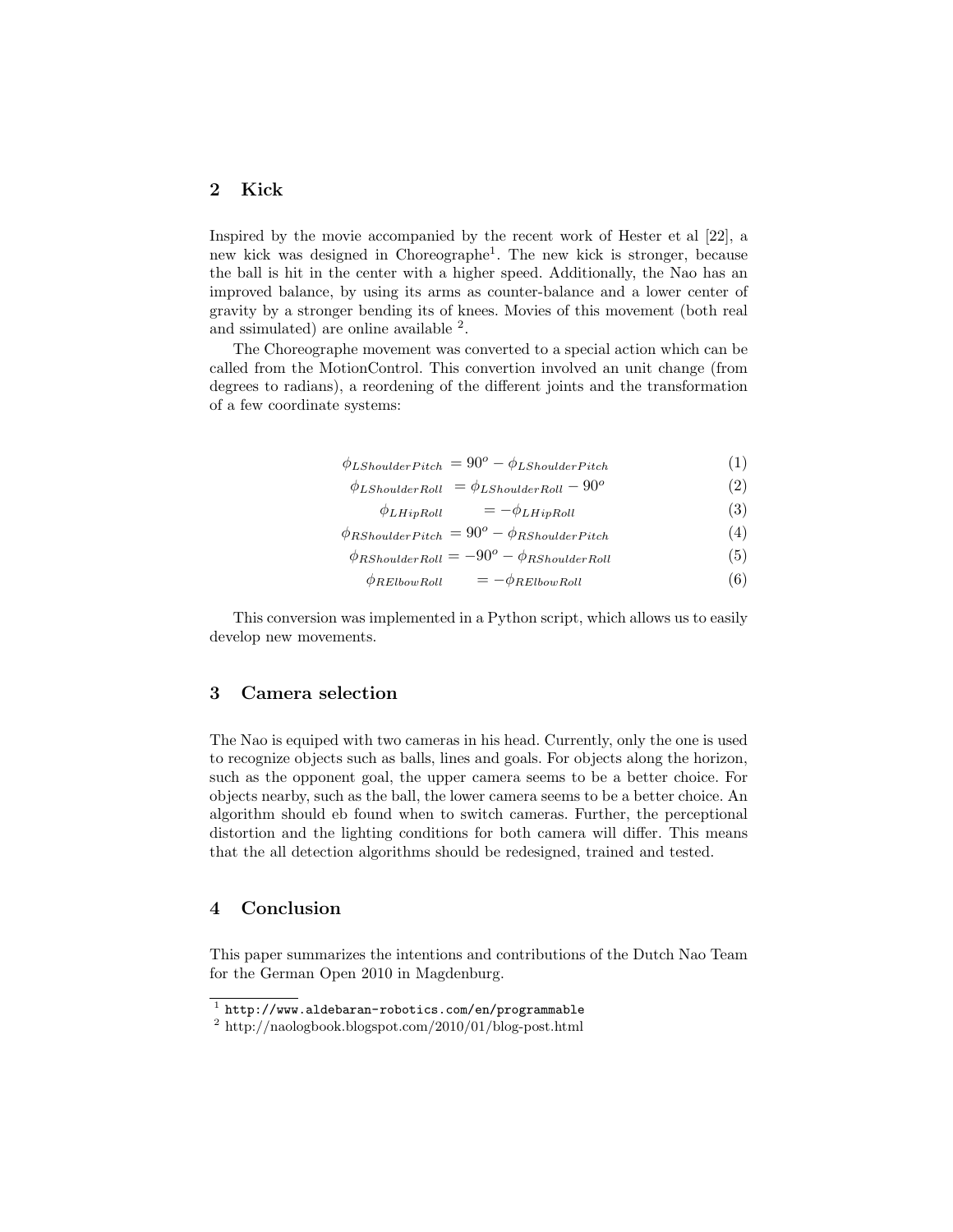## 2 Kick

Inspired by the movie accompanied by the recent work of Hester et al [22], a new kick was designed in Choreographe[1]. The new kick is stronger, because the ball is hit in the center with a higher speed. Additionally, the Nao has an improved balance, by using its arms as counter-balance and a lower center of gravity by a stronger bending its of knees. Movies of this movement (both real and ssimulated) are online available [2].

The Choreographe movement was converted to a special action which can be called from the MotionControl. This convertion involved an unit change (from degrees to radians), a reordening of the different joints and the transformation of a few coordinate systems:

$$\phi_{LShoulderPitch} = 90^o - \phi_{LShoulderPitch} \tag{1}$$

$$\phi_{LShoulderRoll} = \phi_{LShoulderRoll} - 90^o \tag{2}$$

$$\phi_{LHipRoll} = -\phi_{LHipRoll} \tag{3}$$

$$\phi_{RShoulderPitch} = 90^o - \phi_{RShoulderPitch} \tag{4}$$

$$\phi_{RShoulderRoll} = -90^o - \phi_{RShoulderRoll} \tag{5}$$

$$\phi_{RElbowRoll} = -\phi_{RElbowRoll} \tag{6}$$

This conversion was implemented in a Python script, which allows us to easily develop new movements.

## 3 Camera selection

The Nao is equiped with two cameras in his head. Currently, only the one is used to recognize objects such as balls, lines and goals. For objects along the horizon, such as the opponent goal, the upper camera seems to be a better choice. For objects nearby, such as the ball, the lower camera seems to be a better choice. An algorithm should eb found when to switch cameras. Further, the perceptional distortion and the lighting conditions for both camera will differ. This means that the all detection algorithms should be redesigned, trained and tested.

## 4 Conclusion

This paper summarizes the intentions and contributions of the Dutch Nao Team for the German Open 2010 in Magdenburg.

---

[1] `http://www.aldebaran-robotics.com/en/programmable`

[2] http://naologbook.blogspot.com/2010/01/blog-post.html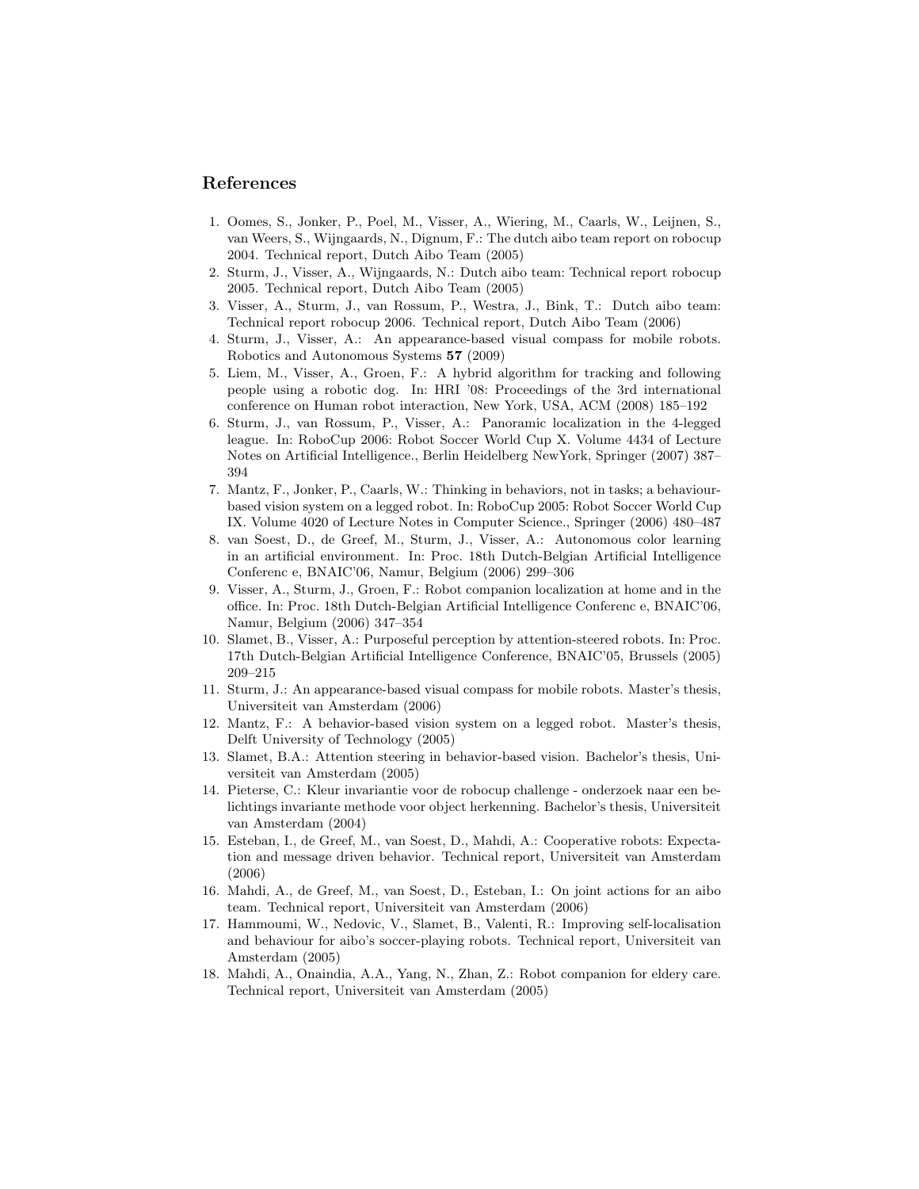## References

1. Oomes, S., Jonker, P., Poel, M., Visser, A., Wiering, M., Caarls, W., Leijnen, S., van Weers, S., Wijngaards, N., Dignum, F.: The dutch aibo team report on robocup 2004. Technical report, Dutch Aibo Team (2005)
2. Sturm, J., Visser, A., Wijngaards, N.: Dutch aibo team: Technical report robocup 2005. Technical report, Dutch Aibo Team (2005)
3. Visser, A., Sturm, J., van Rossum, P., Westra, J., Bink, T.: Dutch aibo team: Technical report robocup 2006. Technical report, Dutch Aibo Team (2006)
4. Sturm, J., Visser, A.: An appearance-based visual compass for mobile robots. Robotics and Autonomous Systems **57** (2009)
5. Liem, M., Visser, A., Groen, F.: A hybrid algorithm for tracking and following people using a robotic dog. In: HRI '08: Proceedings of the 3rd international conference on Human robot interaction, New York, USA, ACM (2008) 185–192
6. Sturm, J., van Rossum, P., Visser, A.: Panoramic localization in the 4-legged league. In: RoboCup 2006: Robot Soccer World Cup X. Volume 4434 of Lecture Notes on Artificial Intelligence., Berlin Heidelberg NewYork, Springer (2007) 387–394
7. Mantz, F., Jonker, P., Caarls, W.: Thinking in behaviors, not in tasks; a behaviour-based vision system on a legged robot. In: RoboCup 2005: Robot Soccer World Cup IX. Volume 4020 of Lecture Notes in Computer Science., Springer (2006) 480–487
8. van Soest, D., de Greef, M., Sturm, J., Visser, A.: Autonomous color learning in an artificial environment. In: Proc. 18th Dutch-Belgian Artificial Intelligence Conferenc e, BNAIC'06, Namur, Belgium (2006) 299–306
9. Visser, A., Sturm, J., Groen, F.: Robot companion localization at home and in the office. In: Proc. 18th Dutch-Belgian Artificial Intelligence Conferenc e, BNAIC'06, Namur, Belgium (2006) 347–354
10. Slamet, B., Visser, A.: Purposeful perception by attention-steered robots. In: Proc. 17th Dutch-Belgian Artificial Intelligence Conference, BNAIC'05, Brussels (2005) 209–215
11. Sturm, J.: An appearance-based visual compass for mobile robots. Master's thesis, Universiteit van Amsterdam (2006)
12. Mantz, F.: A behavior-based vision system on a legged robot. Master's thesis, Delft University of Technology (2005)
13. Slamet, B.A.: Attention steering in behavior-based vision. Bachelor's thesis, Universiteit van Amsterdam (2005)
14. Pieterse, C.: Kleur invariantie voor de robocup challenge - onderzoek naar een belichtings invariante methode voor object herkenning. Bachelor's thesis, Universiteit van Amsterdam (2004)
15. Esteban, I., de Greef, M., van Soest, D., Mahdi, A.: Cooperative robots: Expectation and message driven behavior. Technical report, Universiteit van Amsterdam (2006)
16. Mahdi, A., de Greef, M., van Soest, D., Esteban, I.: On joint actions for an aibo team. Technical report, Universiteit van Amsterdam (2006)
17. Hammoumi, W., Nedovic, V., Slamet, B., Valenti, R.: Improving self-localisation and behaviour for aibo's soccer-playing robots. Technical report, Universiteit van Amsterdam (2005)
18. Mahdi, A., Onaindia, A.A., Yang, N., Zhan, Z.: Robot companion for eldery care. Technical report, Universiteit van Amsterdam (2005)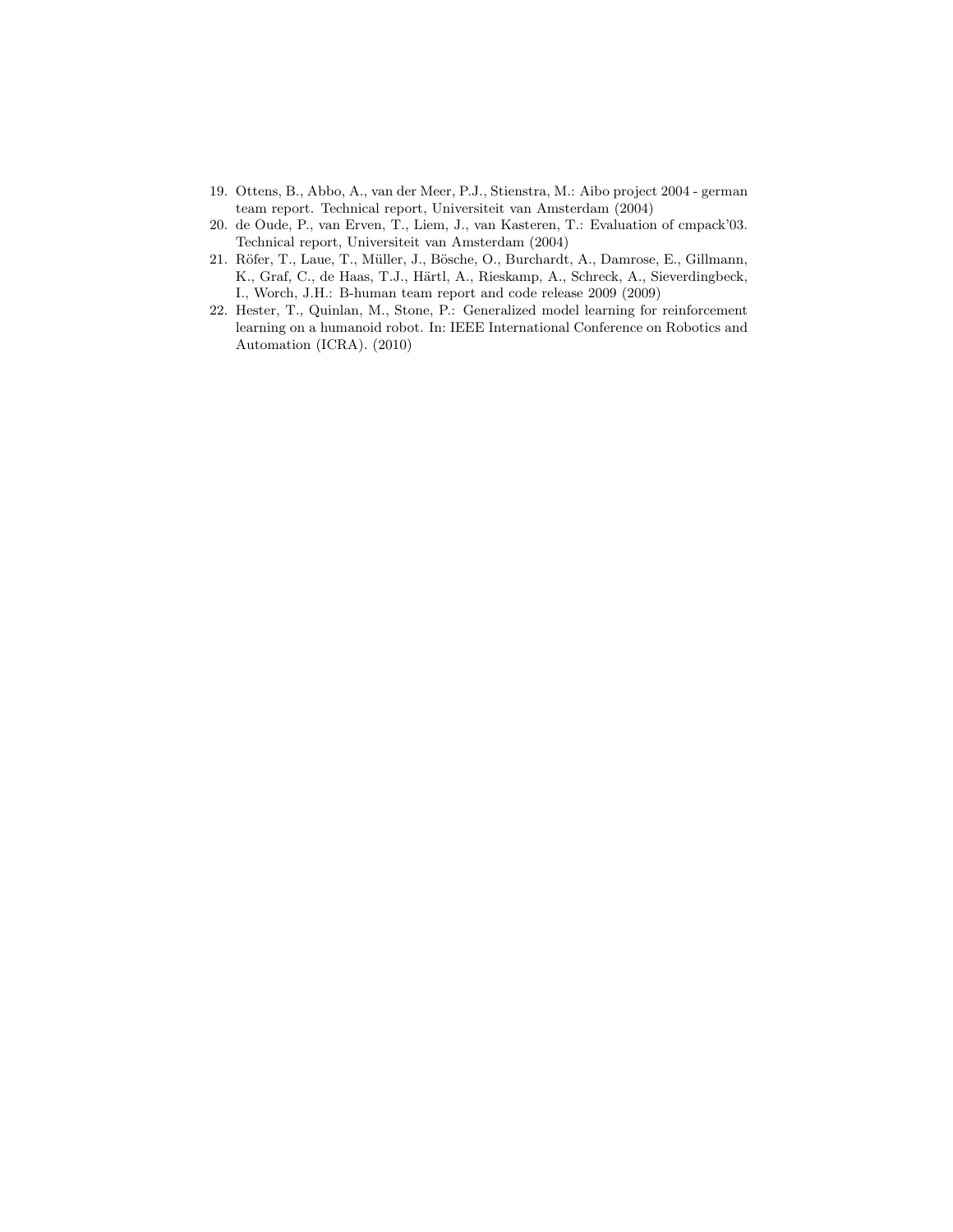19. Ottens, B., Abbo, A., van der Meer, P.J., Stienstra, M.: Aibo project 2004 - german team report. Technical report, Universiteit van Amsterdam (2004)
20. de Oude, P., van Erven, T., Liem, J., van Kasteren, T.: Evaluation of cmpack'03. Technical report, Universiteit van Amsterdam (2004)
21. Röfer, T., Laue, T., Müller, J., Bösche, O., Burchardt, A., Damrose, E., Gillmann, K., Graf, C., de Haas, T.J., Härtl, A., Rieskamp, A., Schreck, A., Sieverdingbeck, I., Worch, J.H.: B-human team report and code release 2009 (2009)
22. Hester, T., Quinlan, M., Stone, P.: Generalized model learning for reinforcement learning on a humanoid robot. In: IEEE International Conference on Robotics and Automation (ICRA). (2010)